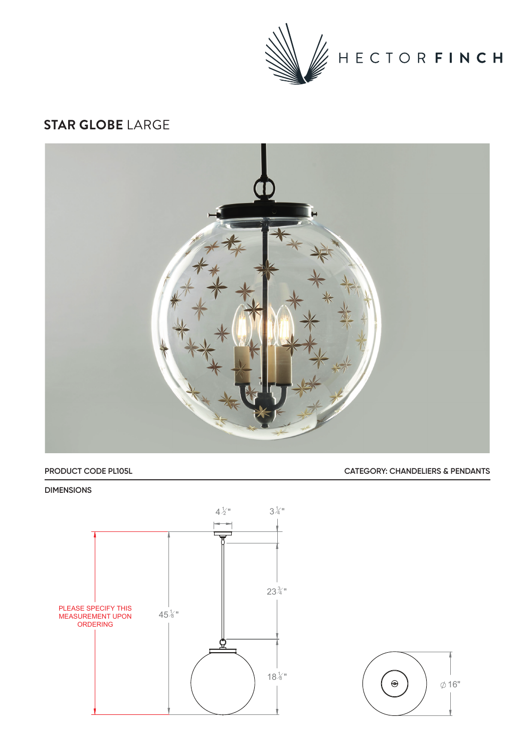HECTOR **FINCH**

# **STAR GLOBE** LARGE

PRODUCT CODE PL105L

CATEGORY: CHANDELIERS & PENDANTS

DIMENSIONS

4½"

3¼"

23¾"

PLEASE SPECIFY THIS MEASUREMENT UPON ORDERING

45⅛"

18⅛"

⌀ 16"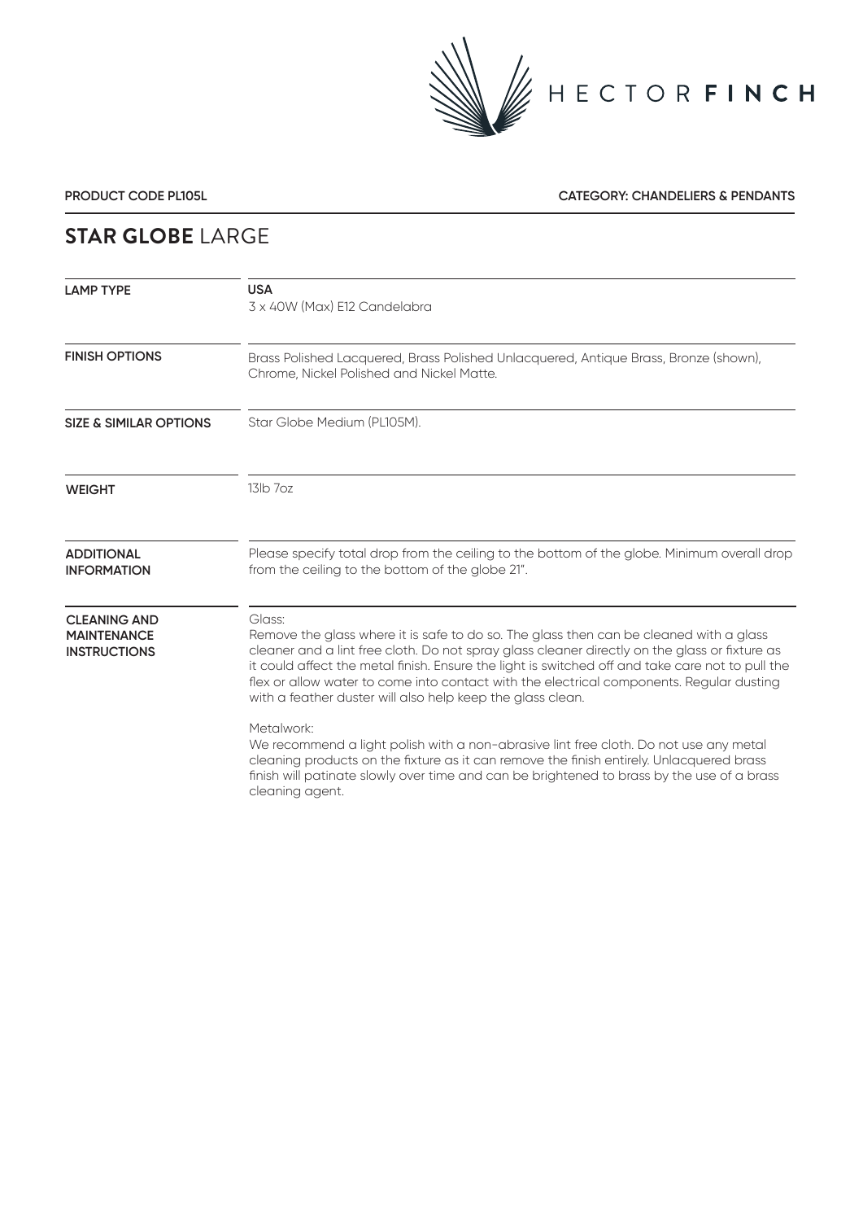HECTOR **FINCH**

**PRODUCT CODE PL105L** **CATEGORY: CHANDELIERS & PENDANTS**

# **STAR GLOBE** LARGE

| | |
|---|---|
| **LAMP TYPE** | **USA**<br>3 x 40W (Max) E12 Candelabra |
| **FINISH OPTIONS** | Brass Polished Lacquered, Brass Polished Unlacquered, Antique Brass, Bronze (shown), Chrome, Nickel Polished and Nickel Matte. |
| **SIZE & SIMILAR OPTIONS** | Star Globe Medium (PL105M). |
| **WEIGHT** | 13lb 7oz |
| **ADDITIONAL INFORMATION** | Please specify total drop from the ceiling to the bottom of the globe. Minimum overall drop from the ceiling to the bottom of the globe 21". |
| **CLEANING AND MAINTENANCE INSTRUCTIONS** | Glass:<br>Remove the glass where it is safe to do so. The glass then can be cleaned with a glass cleaner and a lint free cloth. Do not spray glass cleaner directly on the glass or fixture as it could affect the metal finish. Ensure the light is switched off and take care not to pull the flex or allow water to come into contact with the electrical components. Regular dusting with a feather duster will also help keep the glass clean.<br><br>Metalwork:<br>We recommend a light polish with a non-abrasive lint free cloth. Do not use any metal cleaning products on the fixture as it can remove the finish entirely. Unlacquered brass finish will patinate slowly over time and can be brightened to brass by the use of a brass cleaning agent. |